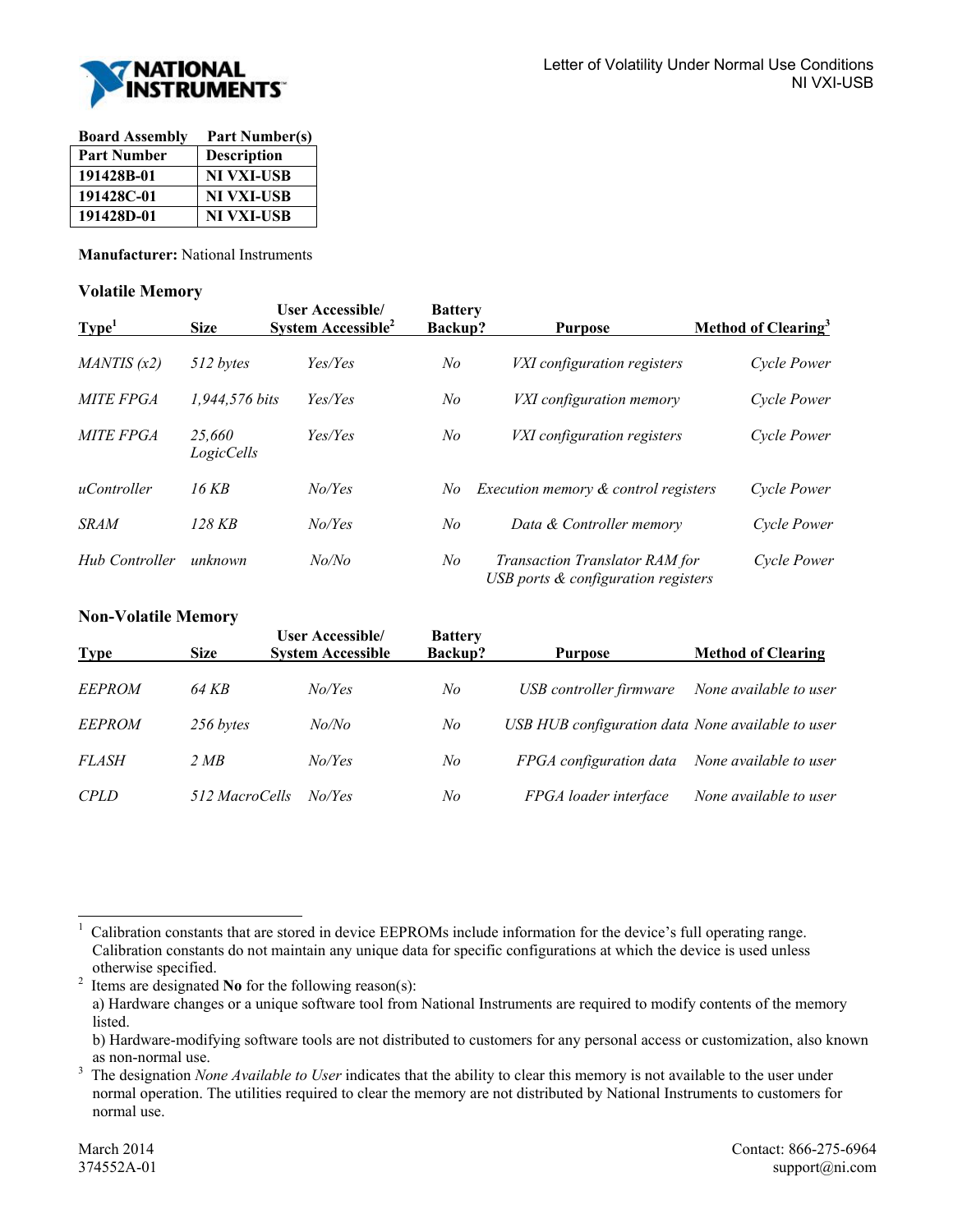# Letter of Volatility Under Normal Use Conditions
## NI VXI-USB

**Board Assembly Part Number(s)**

| Part Number | Description |
|---|---|
| 191428B-01 | NI VXI-USB |
| 191428C-01 | NI VXI-USB |
| 191428D-01 | NI VXI-USB |

**Manufacturer:** National Instruments

### Volatile Memory

| Type[1] | Size | User Accessible/ System Accessible[2] | Battery Backup? | Purpose | Method of Clearing[3] |
|---|---|---|---|---|---|
| *MANTIS (x2)* | *512 bytes* | *Yes/Yes* | *No* | *VXI configuration registers* | *Cycle Power* |
| *MITE FPGA* | *1,944,576 bits* | *Yes/Yes* | *No* | *VXI configuration memory* | *Cycle Power* |
| *MITE FPGA* | *25,660 LogicCells* | *Yes/Yes* | *No* | *VXI configuration registers* | *Cycle Power* |
| *uController* | *16 KB* | *No/Yes* | *No* | *Execution memory & control registers* | *Cycle Power* |
| *SRAM* | *128 KB* | *No/Yes* | *No* | *Data & Controller memory* | *Cycle Power* |
| *Hub Controller* | *unknown* | *No/No* | *No* | *Transaction Translator RAM for USB ports & configuration registers* | *Cycle Power* |

### Non-Volatile Memory

| Type | Size | User Accessible/ System Accessible | Battery Backup? | Purpose | Method of Clearing |
|---|---|---|---|---|---|
| *EEPROM* | *64 KB* | *No/Yes* | *No* | *USB controller firmware* | *None available to user* |
| *EEPROM* | *256 bytes* | *No/No* | *No* | *USB HUB configuration data* | *None available to user* |
| *FLASH* | *2 MB* | *No/Yes* | *No* | *FPGA configuration data* | *None available to user* |
| *CPLD* | *512 MacroCells* | *No/Yes* | *No* | *FPGA loader interface* | *None available to user* |

[1] Calibration constants that are stored in device EEPROMs include information for the device's full operating range. Calibration constants do not maintain any unique data for specific configurations at which the device is used unless otherwise specified.

[2] Items are designated **No** for the following reason(s):
a) Hardware changes or a unique software tool from National Instruments are required to modify contents of the memory listed.
b) Hardware-modifying software tools are not distributed to customers for any personal access or customization, also known as non-normal use.

[3] The designation *None Available to User* indicates that the ability to clear this memory is not available to the user under normal operation. The utilities required to clear the memory are not distributed by National Instruments to customers for normal use.

March 2014
374552A-01

Contact: 866-275-6964
support@ni.com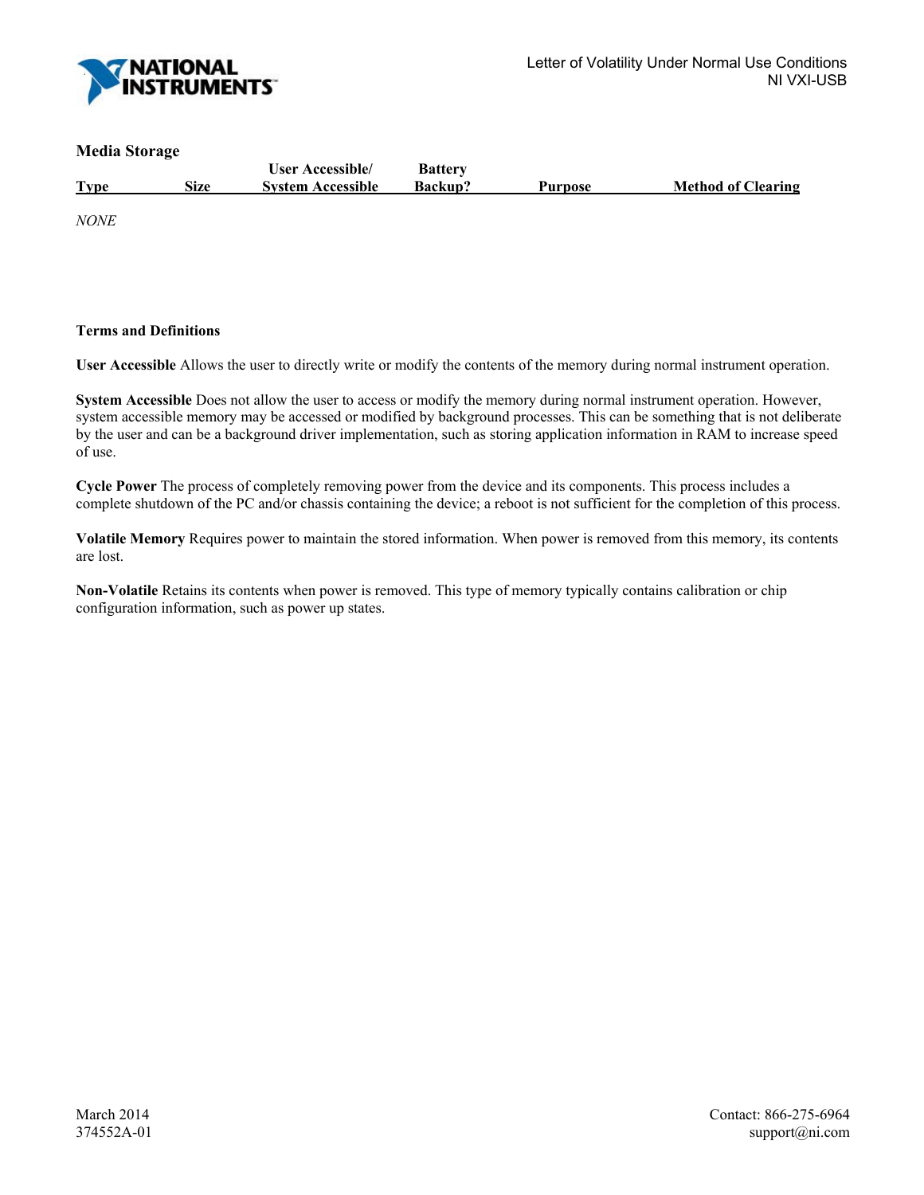## Media Storage

| Type | Size | User Accessible/ System Accessible | Battery Backup? | Purpose | Method of Clearing |
|---|---|---|---|---|---|
| *NONE* | | | | | |

**Terms and Definitions**

**User Accessible** Allows the user to directly write or modify the contents of the memory during normal instrument operation.

**System Accessible** Does not allow the user to access or modify the memory during normal instrument operation. However, system accessible memory may be accessed or modified by background processes. This can be something that is not deliberate by the user and can be a background driver implementation, such as storing application information in RAM to increase speed of use.

**Cycle Power** The process of completely removing power from the device and its components. This process includes a complete shutdown of the PC and/or chassis containing the device; a reboot is not sufficient for the completion of this process.

**Volatile Memory** Requires power to maintain the stored information. When power is removed from this memory, its contents are lost.

**Non-Volatile** Retains its contents when power is removed. This type of memory typically contains calibration or chip configuration information, such as power up states.